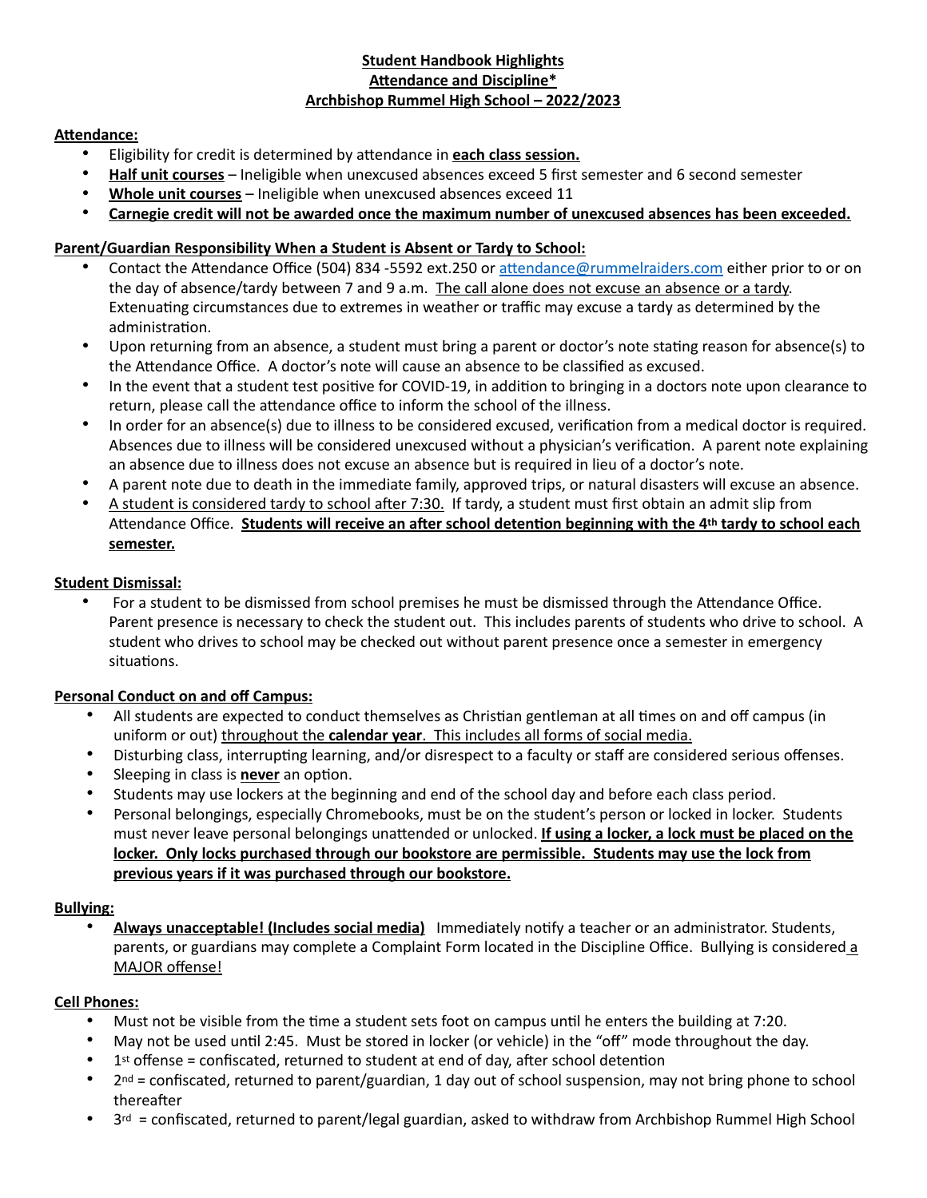**Student Handbook Highlights**
**Attendance and Discipline***
**Archbishop Rummel High School – 2022/2023**

**Attendance:**

- Eligibility for credit is determined by attendance in **each class session.**
- **Half unit courses** – Ineligible when unexcused absences exceed 5 first semester and 6 second semester
- **Whole unit courses** – Ineligible when unexcused absences exceed 11
- **Carnegie credit will not be awarded once the maximum number of unexcused absences has been exceeded.**

**Parent/Guardian Responsibility When a Student is Absent or Tardy to School:**

- Contact the Attendance Office (504) 834 -5592 ext.250 or attendance@rummelraiders.com either prior to or on the day of absence/tardy between 7 and 9 a.m. The call alone does not excuse an absence or a tardy. Extenuating circumstances due to extremes in weather or traffic may excuse a tardy as determined by the administration.
- Upon returning from an absence, a student must bring a parent or doctor's note stating reason for absence(s) to the Attendance Office. A doctor's note will cause an absence to be classified as excused.
- In the event that a student test positive for COVID-19, in addition to bringing in a doctors note upon clearance to return, please call the attendance office to inform the school of the illness.
- In order for an absence(s) due to illness to be considered excused, verification from a medical doctor is required. Absences due to illness will be considered unexcused without a physician's verification. A parent note explaining an absence due to illness does not excuse an absence but is required in lieu of a doctor's note.
- A parent note due to death in the immediate family, approved trips, or natural disasters will excuse an absence.
- A student is considered tardy to school after 7:30. If tardy, a student must first obtain an admit slip from Attendance Office. **Students will receive an after school detention beginning with the 4th tardy to school each semester.**

**Student Dismissal:**

- For a student to be dismissed from school premises he must be dismissed through the Attendance Office. Parent presence is necessary to check the student out. This includes parents of students who drive to school. A student who drives to school may be checked out without parent presence once a semester in emergency situations.

**Personal Conduct on and off Campus:**

- All students are expected to conduct themselves as Christian gentleman at all times on and off campus (in uniform or out) throughout the **calendar year**. This includes all forms of social media.
- Disturbing class, interrupting learning, and/or disrespect to a faculty or staff are considered serious offenses.
- Sleeping in class is **never** an option.
- Students may use lockers at the beginning and end of the school day and before each class period.
- Personal belongings, especially Chromebooks, must be on the student's person or locked in locker. Students must never leave personal belongings unattended or unlocked. **If using a locker, a lock must be placed on the locker. Only locks purchased through our bookstore are permissible. Students may use the lock from previous years if it was purchased through our bookstore.**

**Bullying:**

- **Always unacceptable! (Includes social media)** Immediately notify a teacher or an administrator. Students, parents, or guardians may complete a Complaint Form located in the Discipline Office. Bullying is considered a MAJOR offense!

**Cell Phones:**

- Must not be visible from the time a student sets foot on campus until he enters the building at 7:20.
- May not be used until 2:45. Must be stored in locker (or vehicle) in the "off" mode throughout the day.
- 1st offense = confiscated, returned to student at end of day, after school detention
- 2nd = confiscated, returned to parent/guardian, 1 day out of school suspension, may not bring phone to school thereafter
- 3rd = confiscated, returned to parent/legal guardian, asked to withdraw from Archbishop Rummel High School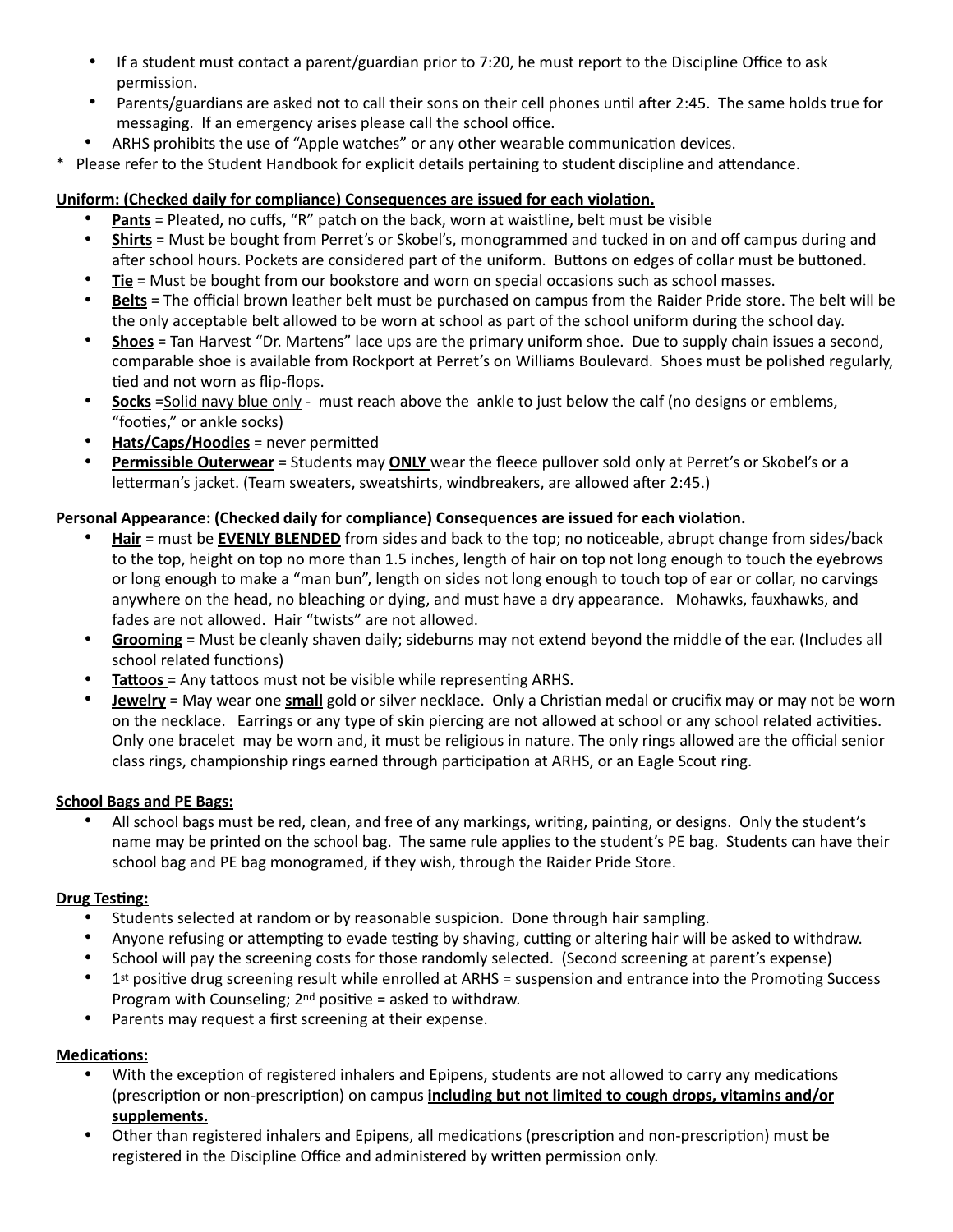- If a student must contact a parent/guardian prior to 7:20, he must report to the Discipline Office to ask permission.
- Parents/guardians are asked not to call their sons on their cell phones until after 2:45. The same holds true for messaging. If an emergency arises please call the school office.
- ARHS prohibits the use of "Apple watches" or any other wearable communication devices.

\* Please refer to the Student Handbook for explicit details pertaining to student discipline and attendance.

**Uniform: (Checked daily for compliance) Consequences are issued for each violation.**

- **Pants** = Pleated, no cuffs, "R" patch on the back, worn at waistline, belt must be visible
- **Shirts** = Must be bought from Perret's or Skobel's, monogrammed and tucked in on and off campus during and after school hours. Pockets are considered part of the uniform. Buttons on edges of collar must be buttoned.
- **Tie** = Must be bought from our bookstore and worn on special occasions such as school masses.
- **Belts** = The official brown leather belt must be purchased on campus from the Raider Pride store. The belt will be the only acceptable belt allowed to be worn at school as part of the school uniform during the school day.
- **Shoes** = Tan Harvest "Dr. Martens" lace ups are the primary uniform shoe. Due to supply chain issues a second, comparable shoe is available from Rockport at Perret's on Williams Boulevard. Shoes must be polished regularly, tied and not worn as flip-flops.
- **Socks** =Solid navy blue only - must reach above the ankle to just below the calf (no designs or emblems, "footies," or ankle socks)
- **Hats/Caps/Hoodies** = never permitted
- **Permissible Outerwear** = Students may **ONLY** wear the fleece pullover sold only at Perret's or Skobel's or a letterman's jacket. (Team sweaters, sweatshirts, windbreakers, are allowed after 2:45.)

**Personal Appearance: (Checked daily for compliance) Consequences are issued for each violation.**

- **Hair** = must be **EVENLY BLENDED** from sides and back to the top; no noticeable, abrupt change from sides/back to the top, height on top no more than 1.5 inches, length of hair on top not long enough to touch the eyebrows or long enough to make a "man bun", length on sides not long enough to touch top of ear or collar, no carvings anywhere on the head, no bleaching or dying, and must have a dry appearance. Mohawks, fauxhawks, and fades are not allowed. Hair "twists" are not allowed.
- **Grooming** = Must be cleanly shaven daily; sideburns may not extend beyond the middle of the ear. (Includes all school related functions)
- **Tattoos** = Any tattoos must not be visible while representing ARHS.
- **Jewelry** = May wear one **small** gold or silver necklace. Only a Christian medal or crucifix may or may not be worn on the necklace. Earrings or any type of skin piercing are not allowed at school or any school related activities. Only one bracelet may be worn and, it must be religious in nature. The only rings allowed are the official senior class rings, championship rings earned through participation at ARHS, or an Eagle Scout ring.

**School Bags and PE Bags:**

- All school bags must be red, clean, and free of any markings, writing, painting, or designs. Only the student's name may be printed on the school bag. The same rule applies to the student's PE bag. Students can have their school bag and PE bag monogramed, if they wish, through the Raider Pride Store.

**Drug Testing:**

- Students selected at random or by reasonable suspicion. Done through hair sampling.
- Anyone refusing or attempting to evade testing by shaving, cutting or altering hair will be asked to withdraw.
- School will pay the screening costs for those randomly selected. (Second screening at parent's expense)
- 1st positive drug screening result while enrolled at ARHS = suspension and entrance into the Promoting Success Program with Counseling; 2nd positive = asked to withdraw.
- Parents may request a first screening at their expense.

**Medications:**

- With the exception of registered inhalers and Epipens, students are not allowed to carry any medications (prescription or non-prescription) on campus **including but not limited to cough drops, vitamins and/or supplements.**
- Other than registered inhalers and Epipens, all medications (prescription and non-prescription) must be registered in the Discipline Office and administered by written permission only.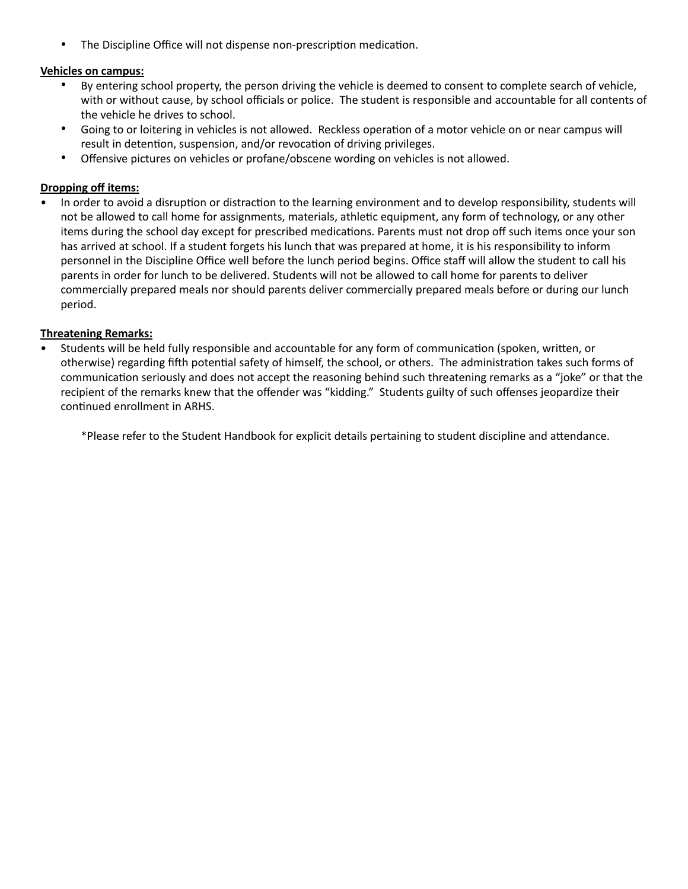- The Discipline Office will not dispense non-prescription medication.

**Vehicles on campus:**

- By entering school property, the person driving the vehicle is deemed to consent to complete search of vehicle, with or without cause, by school officials or police. The student is responsible and accountable for all contents of the vehicle he drives to school.
- Going to or loitering in vehicles is not allowed. Reckless operation of a motor vehicle on or near campus will result in detention, suspension, and/or revocation of driving privileges.
- Offensive pictures on vehicles or profane/obscene wording on vehicles is not allowed.

**Dropping off items:**

- In order to avoid a disruption or distraction to the learning environment and to develop responsibility, students will not be allowed to call home for assignments, materials, athletic equipment, any form of technology, or any other items during the school day except for prescribed medications. Parents must not drop off such items once your son has arrived at school. If a student forgets his lunch that was prepared at home, it is his responsibility to inform personnel in the Discipline Office well before the lunch period begins. Office staff will allow the student to call his parents in order for lunch to be delivered. Students will not be allowed to call home for parents to deliver commercially prepared meals nor should parents deliver commercially prepared meals before or during our lunch period.

**Threatening Remarks:**

- Students will be held fully responsible and accountable for any form of communication (spoken, written, or otherwise) regarding fifth potential safety of himself, the school, or others. The administration takes such forms of communication seriously and does not accept the reasoning behind such threatening remarks as a "joke" or that the recipient of the remarks knew that the offender was "kidding." Students guilty of such offenses jeopardize their continued enrollment in ARHS.

*Please refer to the Student Handbook for explicit details pertaining to student discipline and attendance.